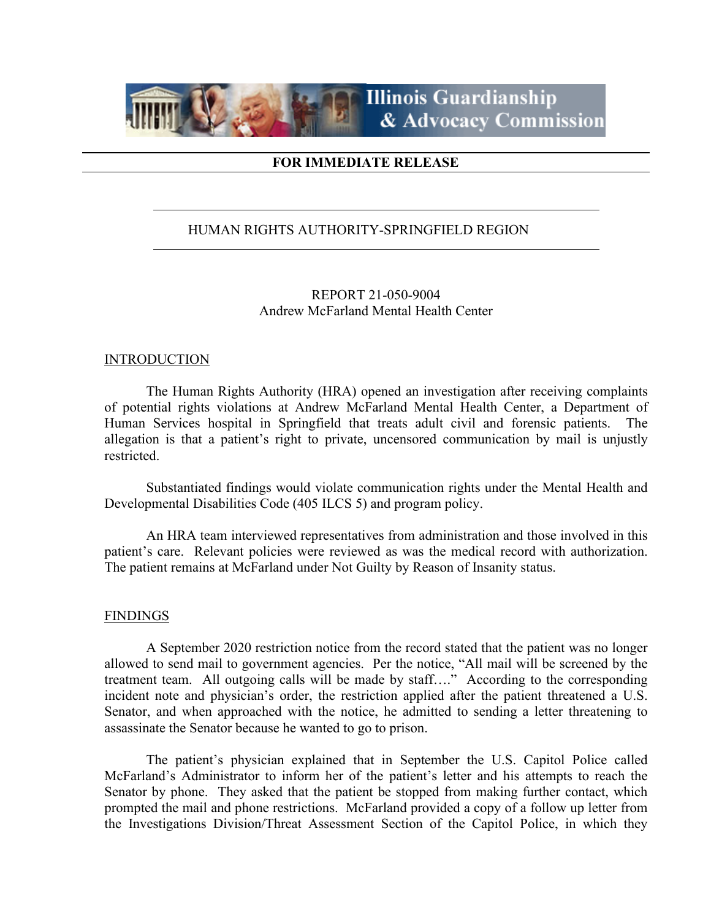Illinois Guardianship & Advocacy Commission

**FOR IMMEDIATE RELEASE**

## HUMAN RIGHTS AUTHORITY-SPRINGFIELD REGION

REPORT 21-050-9004
Andrew McFarland Mental Health Center

### INTRODUCTION

The Human Rights Authority (HRA) opened an investigation after receiving complaints of potential rights violations at Andrew McFarland Mental Health Center, a Department of Human Services hospital in Springfield that treats adult civil and forensic patients. The allegation is that a patient's right to private, uncensored communication by mail is unjustly restricted.

Substantiated findings would violate communication rights under the Mental Health and Developmental Disabilities Code (405 ILCS 5) and program policy.

An HRA team interviewed representatives from administration and those involved in this patient's care. Relevant policies were reviewed as was the medical record with authorization. The patient remains at McFarland under Not Guilty by Reason of Insanity status.

### FINDINGS

A September 2020 restriction notice from the record stated that the patient was no longer allowed to send mail to government agencies. Per the notice, "All mail will be screened by the treatment team. All outgoing calls will be made by staff…." According to the corresponding incident note and physician's order, the restriction applied after the patient threatened a U.S. Senator, and when approached with the notice, he admitted to sending a letter threatening to assassinate the Senator because he wanted to go to prison.

The patient's physician explained that in September the U.S. Capitol Police called McFarland's Administrator to inform her of the patient's letter and his attempts to reach the Senator by phone. They asked that the patient be stopped from making further contact, which prompted the mail and phone restrictions. McFarland provided a copy of a follow up letter from the Investigations Division/Threat Assessment Section of the Capitol Police, in which they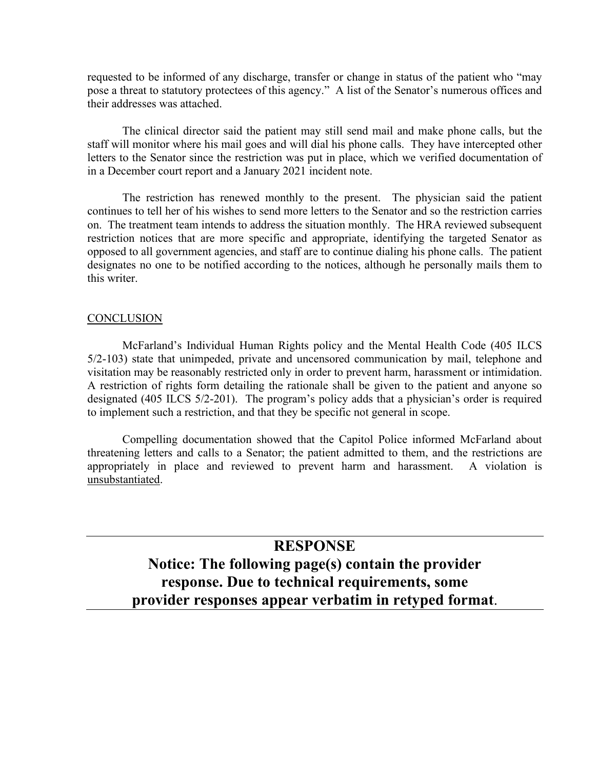requested to be informed of any discharge, transfer or change in status of the patient who "may pose a threat to statutory protectees of this agency." A list of the Senator's numerous offices and their addresses was attached.

The clinical director said the patient may still send mail and make phone calls, but the staff will monitor where his mail goes and will dial his phone calls. They have intercepted other letters to the Senator since the restriction was put in place, which we verified documentation of in a December court report and a January 2021 incident note.

The restriction has renewed monthly to the present. The physician said the patient continues to tell her of his wishes to send more letters to the Senator and so the restriction carries on. The treatment team intends to address the situation monthly. The HRA reviewed subsequent restriction notices that are more specific and appropriate, identifying the targeted Senator as opposed to all government agencies, and staff are to continue dialing his phone calls. The patient designates no one to be notified according to the notices, although he personally mails them to this writer.

## CONCLUSION

McFarland's Individual Human Rights policy and the Mental Health Code (405 ILCS 5/2-103) state that unimpeded, private and uncensored communication by mail, telephone and visitation may be reasonably restricted only in order to prevent harm, harassment or intimidation. A restriction of rights form detailing the rationale shall be given to the patient and anyone so designated (405 ILCS 5/2-201). The program's policy adds that a physician's order is required to implement such a restriction, and that they be specific not general in scope.

Compelling documentation showed that the Capitol Police informed McFarland about threatening letters and calls to a Senator; the patient admitted to them, and the restrictions are appropriately in place and reviewed to prevent harm and harassment. A violation is unsubstantiated.

---

## RESPONSE

**Notice: The following page(s) contain the provider response. Due to technical requirements, some provider responses appear verbatim in retyped format.**

---